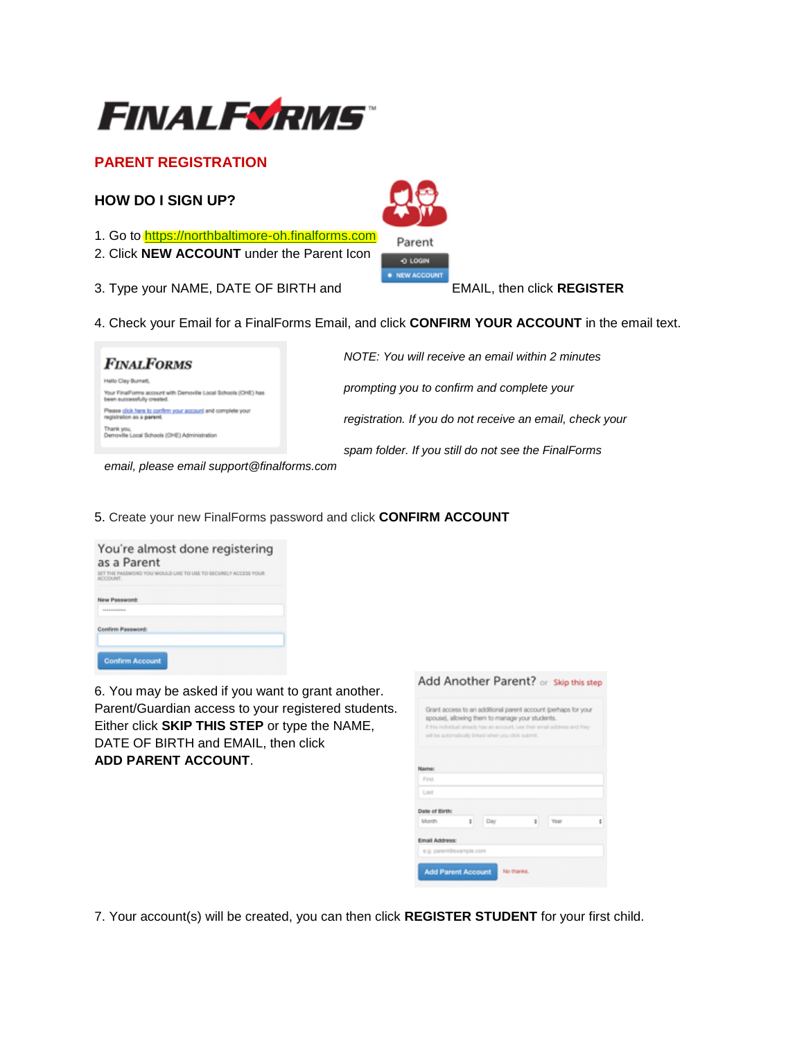# FINALFORMS

## PARENT REGISTRATION

### HOW DO I SIGN UP?

1. Go to https://northbaltimore-oh.finalforms.com
2. Click **NEW ACCOUNT** under the Parent Icon
3. Type your NAME, DATE OF BIRTH and EMAIL, then click **REGISTER**
4. Check your Email for a FinalForms Email, and click **CONFIRM YOUR ACCOUNT** in the email text.

*NOTE: You will receive an email within 2 minutes prompting you to confirm and complete your registration. If you do not receive an email, check your spam folder. If you still do not see the FinalForms email, please email support@finalforms.com*

5. Create your new FinalForms password and click **CONFIRM ACCOUNT**
6. You may be asked if you want to grant another. Parent/Guardian access to your registered students. Either click **SKIP THIS STEP** or type the NAME, DATE OF BIRTH and EMAIL, then click **ADD PARENT ACCOUNT**.
7. Your account(s) will be created, you can then click **REGISTER STUDENT** for your first child.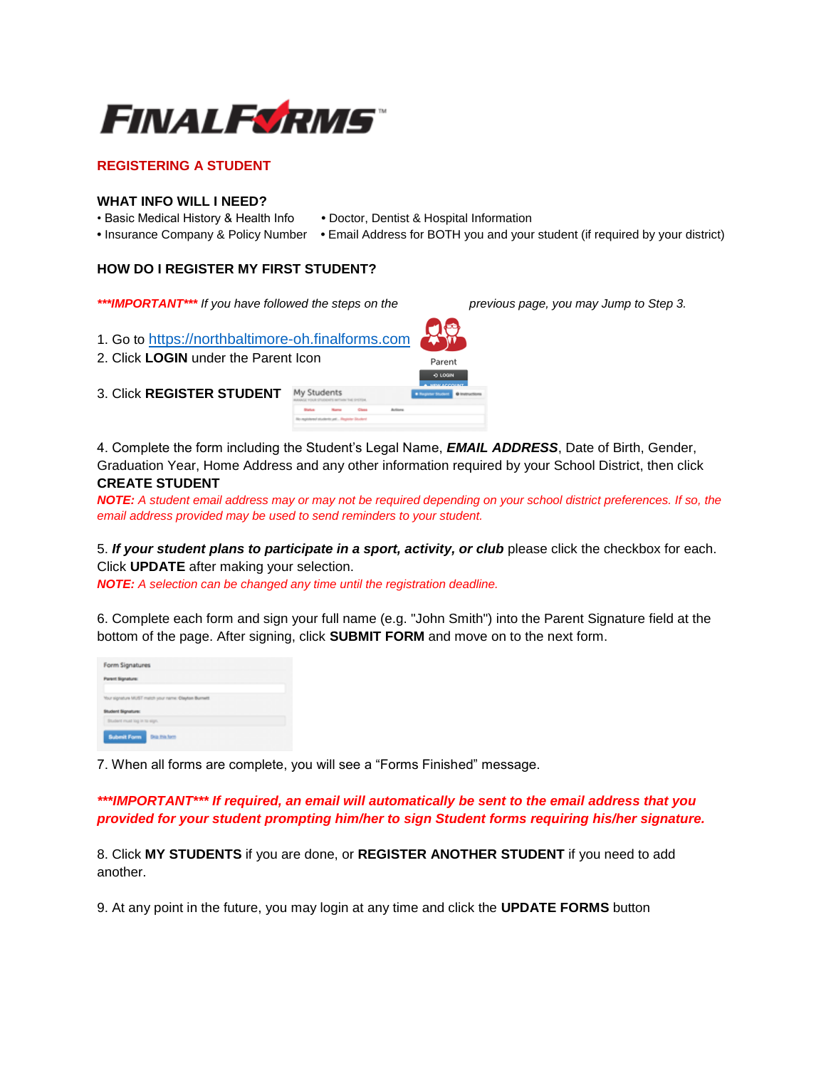# FINALFORMS™

## REGISTERING A STUDENT

### WHAT INFO WILL I NEED?

- Basic Medical History & Health Info
- Doctor, Dentist & Hospital Information
- Insurance Company & Policy Number
- Email Address for BOTH you and your student (if required by your district)

### HOW DO I REGISTER MY FIRST STUDENT?

***IMPORTANT*** *If you have followed the steps on the previous page, you may Jump to Step 3.*

1. Go to https://northbaltimore-oh.finalforms.com
2. Click **LOGIN** under the Parent Icon
3. Click **REGISTER STUDENT**
4. Complete the form including the Student's Legal Name, ***EMAIL ADDRESS***, Date of Birth, Gender, Graduation Year, Home Address and any other information required by your School District, then click **CREATE STUDENT**

   ***NOTE:*** *A student email address may or may not be required depending on your school district preferences. If so, the email address provided may be used to send reminders to your student.*

5. ***If your student plans to participate in a sport, activity, or club*** please click the checkbox for each. Click **UPDATE** after making your selection.

   ***NOTE:*** *A selection can be changed any time until the registration deadline.*

6. Complete each form and sign your full name (e.g. "John Smith") into the Parent Signature field at the bottom of the page. After signing, click **SUBMIT FORM** and move on to the next form.
7. When all forms are complete, you will see a "Forms Finished" message.

***\*\*\*IMPORTANT\*\*\* If required, an email will automatically be sent to the email address that you provided for your student prompting him/her to sign Student forms requiring his/her signature.***

8. Click **MY STUDENTS** if you are done, or **REGISTER ANOTHER STUDENT** if you need to add another.
9. At any point in the future, you may login at any time and click the **UPDATE FORMS** button